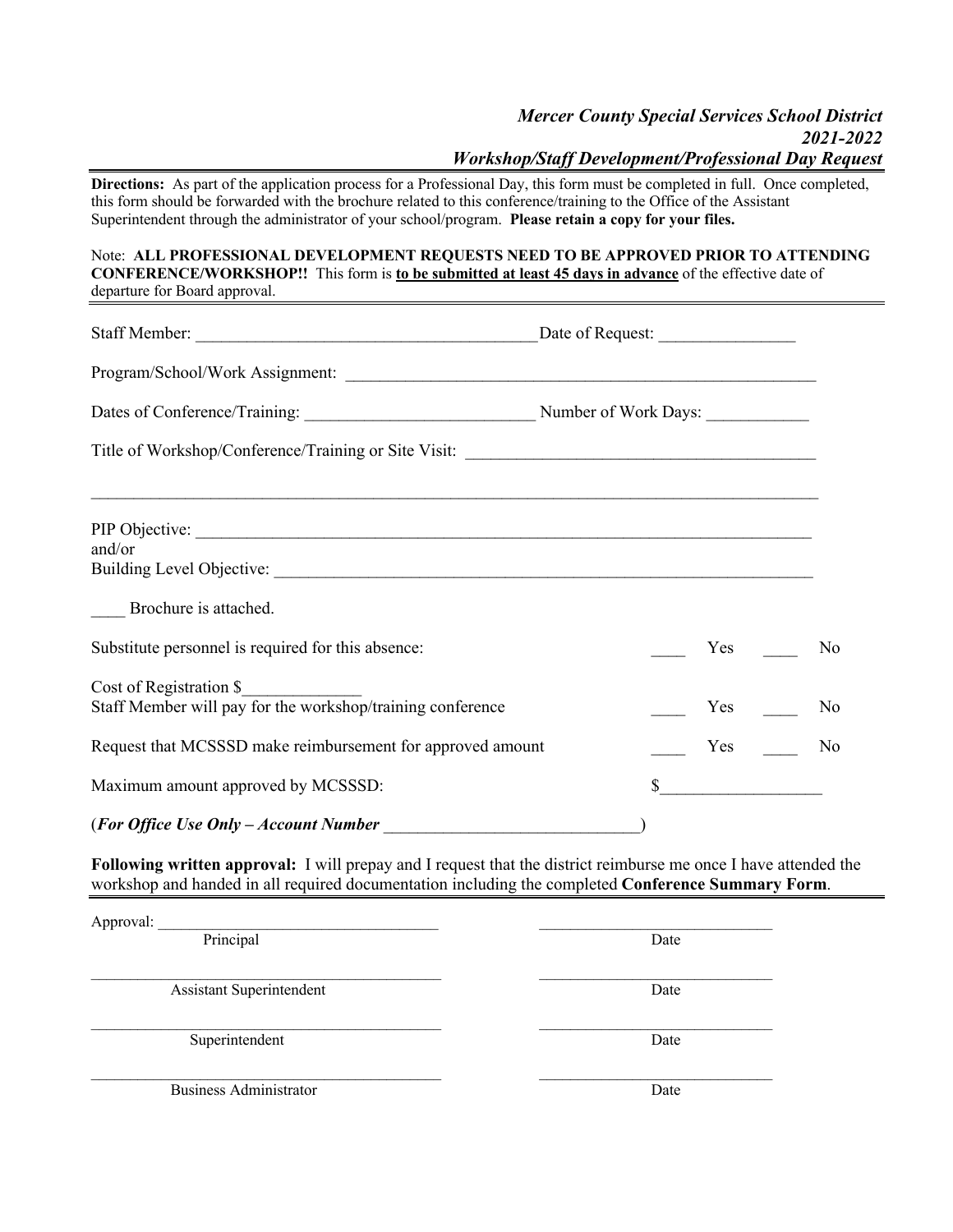***Mercer County Special Services School District***
***2021-2022***
***Workshop/Staff Development/Professional Day Request***

**Directions:** As part of the application process for a Professional Day, this form must be completed in full. Once completed, this form should be forwarded with the brochure related to this conference/training to the Office of the Assistant Superintendent through the administrator of your school/program. **Please retain a copy for your files.**

Note: **ALL PROFESSIONAL DEVELOPMENT REQUESTS NEED TO BE APPROVED PRIOR TO ATTENDING CONFERENCE/WORKSHOP!!** This form is **to be submitted at least 45 days in advance** of the effective date of departure for Board approval.

---

Staff Member: ________________________________________ Date of Request: ________________

Program/School/Work Assignment: _________________________________________________________

Dates of Conference/Training: ___________________________ Number of Work Days: ____________

Title of Workshop/Conference/Training or Site Visit: _________________________________________

_____________________________________________________________________________________

PIP Objective: ___________________________________________________________________________
and/or
Building Level Objective: __________________________________________________________________

____ Brochure is attached.

Substitute personnel is required for this absence: ____ Yes ____ No

Cost of Registration $______________
Staff Member will pay for the workshop/training conference ____ Yes ____ No

Request that MCSSSD make reimbursement for approved amount ____ Yes ____ No

Maximum amount approved by MCSSSD: $__________________

(***For Office Use Only – Account Number*** ______________________________)

**Following written approval:** I will prepay and I request that the district reimburse me once I have attended the workshop and handed in all required documentation including the completed **Conference Summary Form**.

---

Approval: ___________________________________ ______________________________
Principal Date

_____________________________________________ ______________________________
Assistant Superintendent Date

_____________________________________________ ______________________________
Superintendent Date

_____________________________________________ ______________________________
Business Administrator Date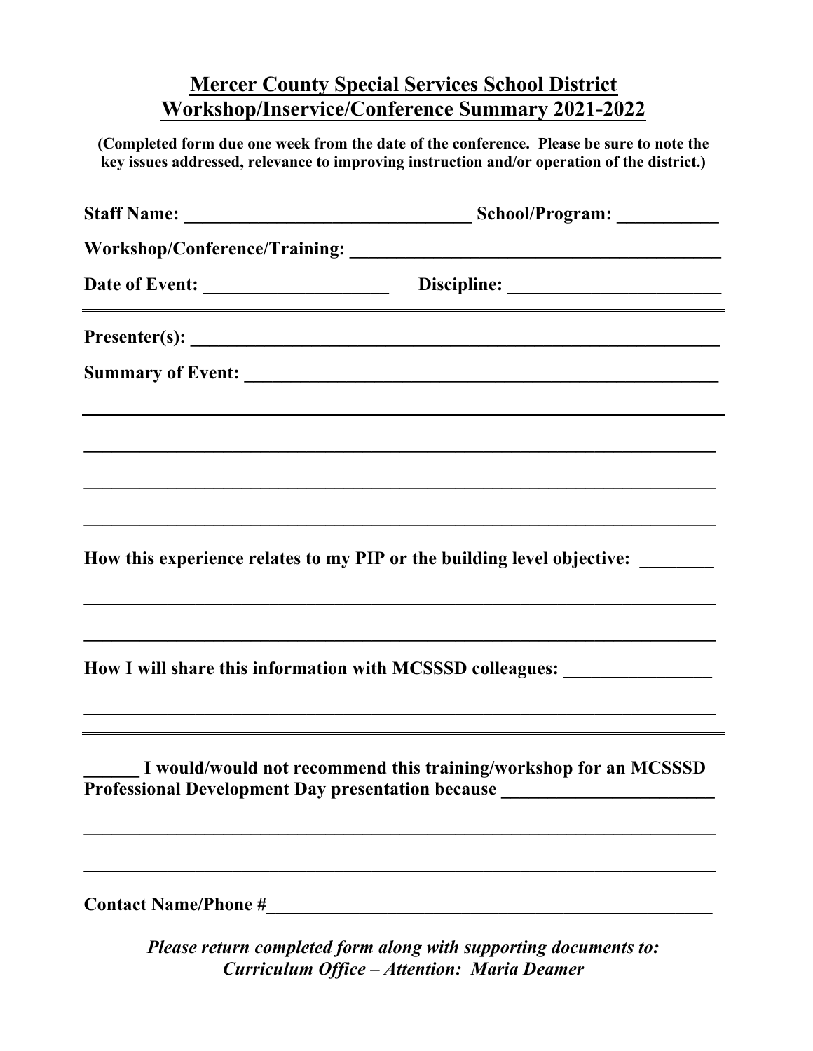# Mercer County Special Services School District
## Workshop/Inservice/Conference Summary 2021-2022

**(Completed form due one week from the date of the conference. Please be sure to note the key issues addressed, relevance to improving instruction and/or operation of the district.)**

---

**Staff Name:** _______________________________ **School/Program:** ___________

**Workshop/Conference/Training:** ________________________________________

**Date of Event:** ____________________ **Discipline:** _______________________

---

**Presenter(s):** ___________________________________________________________

**Summary of Event:** ______________________________________________________

___________________________________________________________________________

___________________________________________________________________________

___________________________________________________________________________

___________________________________________________________________________

**How this experience relates to my PIP or the building level objective:** ________

___________________________________________________________________________

___________________________________________________________________________

**How I will share this information with MCSSSD colleagues:** ________________

___________________________________________________________________________

---

**______ I would/would not recommend this training/workshop for an MCSSSD Professional Development Day presentation because** _______________________

___________________________________________________________________________

___________________________________________________________________________

**Contact Name/Phone #**__________________________________________________

***Please return completed form along with supporting documents to:***
***Curriculum Office – Attention: Maria Deamer***